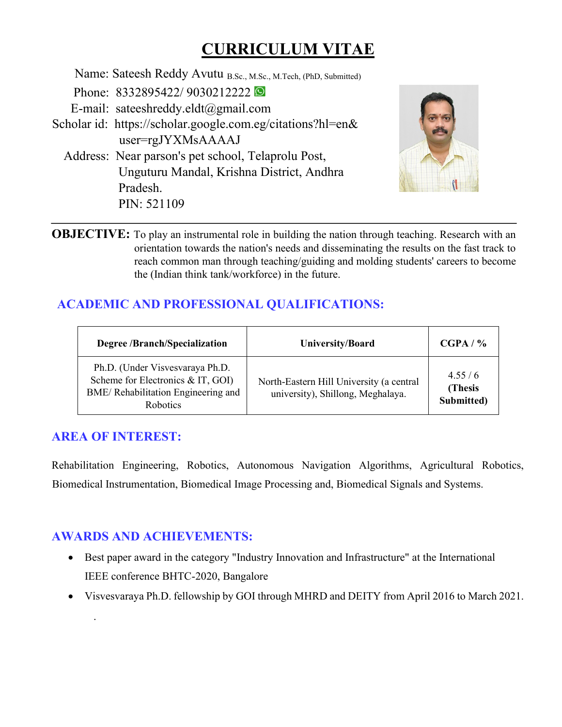# CURRICULUM VITAE

Name: Sateesh Reddy Avutu B.Sc., M.Sc., M.Tech, (PhD, Submitted)

Phone: 8332895422/ 9030212222

E-mail: sateeshreddy.eldt@gmail.com

Scholar id: https://scholar.google.com.eg/citations?hl=en&user=rgJYXMsAAAAJ

Address: Near parson's pet school, Telaprolu Post, Unguturu Mandal, Krishna District, Andhra Pradesh. PIN: 521109

---

**OBJECTIVE:** To play an instrumental role in building the nation through teaching. Research with an orientation towards the nation's needs and disseminating the results on the fast track to reach common man through teaching/guiding and molding students' careers to become the (Indian think tank/workforce) in the future.

## ACADEMIC AND PROFESSIONAL QUALIFICATIONS:

| Degree /Branch/Specialization | University/Board | CGPA / % |
|---|---|---|
| Ph.D. (Under Visvesvaraya Ph.D. Scheme for Electronics & IT, GOI) BME/ Rehabilitation Engineering and Robotics | North-Eastern Hill University (a central university), Shillong, Meghalaya. | 4.55 / 6 **(Thesis Submitted)** |

## AREA OF INTEREST:

Rehabilitation Engineering, Robotics, Autonomous Navigation Algorithms, Agricultural Robotics, Biomedical Instrumentation, Biomedical Image Processing and, Biomedical Signals and Systems.

## AWARDS AND ACHIEVEMENTS:

- Best paper award in the category "Industry Innovation and Infrastructure" at the International IEEE conference BHTC-2020, Bangalore
- Visvesvaraya Ph.D. fellowship by GOI through MHRD and DEITY from April 2016 to March 2021.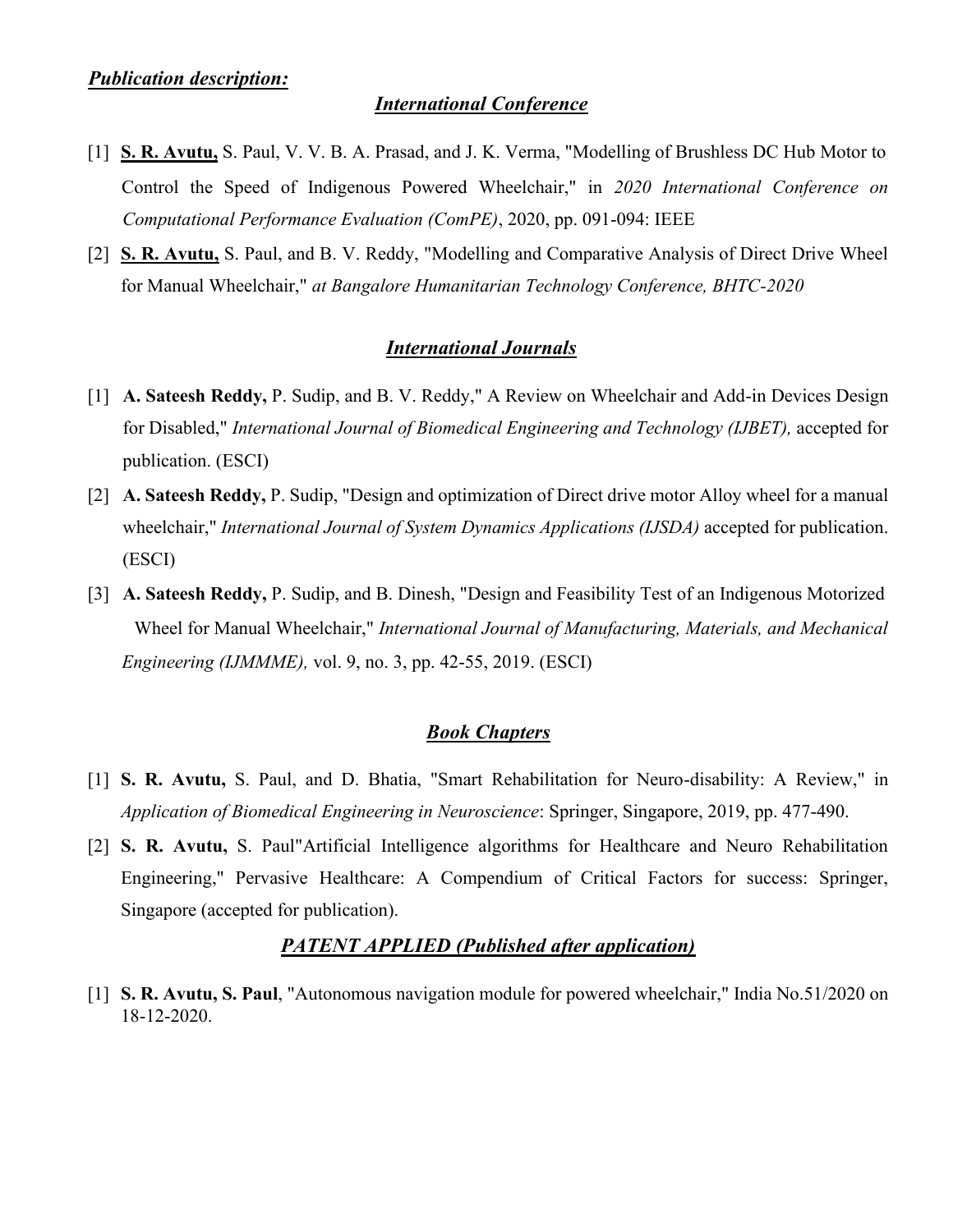***Publication description:***

## ***International Conference***

[1] **S. R. Avutu,** S. Paul, V. V. B. A. Prasad, and J. K. Verma, "Modelling of Brushless DC Hub Motor to Control the Speed of Indigenous Powered Wheelchair," in *2020 International Conference on Computational Performance Evaluation (ComPE)*, 2020, pp. 091-094: IEEE

[2] **S. R. Avutu,** S. Paul, and B. V. Reddy, "Modelling and Comparative Analysis of Direct Drive Wheel for Manual Wheelchair," *at Bangalore Humanitarian Technology Conference, BHTC-2020*

## ***International Journals***

[1] **A. Sateesh Reddy,** P. Sudip, and B. V. Reddy," A Review on Wheelchair and Add-in Devices Design for Disabled," *International Journal of Biomedical Engineering and Technology (IJBET),* accepted for publication. (ESCI)

[2] **A. Sateesh Reddy,** P. Sudip, "Design and optimization of Direct drive motor Alloy wheel for a manual wheelchair," *International Journal of System Dynamics Applications (IJSDA)* accepted for publication. (ESCI)

[3] **A. Sateesh Reddy,** P. Sudip, and B. Dinesh, "Design and Feasibility Test of an Indigenous Motorized Wheel for Manual Wheelchair," *International Journal of Manufacturing, Materials, and Mechanical Engineering (IJMMME),* vol. 9, no. 3, pp. 42-55, 2019. (ESCI)

## ***Book Chapters***

[1] **S. R. Avutu,** S. Paul, and D. Bhatia, "Smart Rehabilitation for Neuro-disability: A Review," in *Application of Biomedical Engineering in Neuroscience*: Springer, Singapore, 2019, pp. 477-490.

[2] **S. R. Avutu,** S. Paul"Artificial Intelligence algorithms for Healthcare and Neuro Rehabilitation Engineering," Pervasive Healthcare: A Compendium of Critical Factors for success: Springer, Singapore (accepted for publication).

## ***PATENT APPLIED (Published after application)***

[1] **S. R. Avutu, S. Paul**, "Autonomous navigation module for powered wheelchair," India No.51/2020 on 18-12-2020.